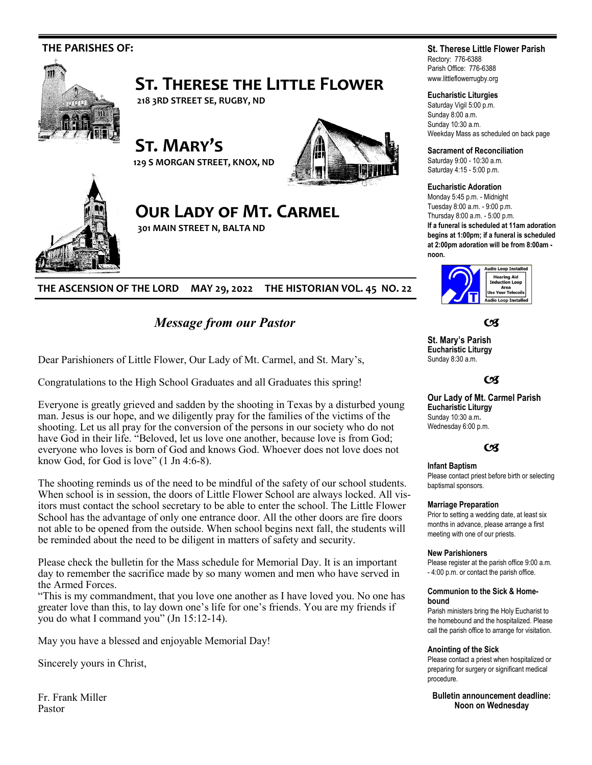**THE PARISHES OF:**

# ST. THERESE THE LITTLE FLOWER

**218 3RD STREET SE, RUGBY, ND**

# ST. MARY'S

**129 S MORGAN STREET, KNOX, ND**

# OUR LADY OF MT. CARMEL

**301 MAIN STREET N, BALTA ND**

**THE ASCENSION OF THE LORD MAY 29, 2022 THE HISTORIAN VOL. 45 NO. 22**

## *Message from our Pastor*

Dear Parishioners of Little Flower, Our Lady of Mt. Carmel, and St. Mary's,

Congratulations to the High School Graduates and all Graduates this spring!

Everyone is greatly grieved and sadden by the shooting in Texas by a disturbed young man. Jesus is our hope, and we diligently pray for the families of the victims of the shooting. Let us all pray for the conversion of the persons in our society who do not have God in their life. "Beloved, let us love one another, because love is from God; everyone who loves is born of God and knows God. Whoever does not love does not know God, for God is love" (1 Jn 4:6-8).

The shooting reminds us of the need to be mindful of the safety of our school students. When school is in session, the doors of Little Flower School are always locked. All visitors must contact the school secretary to be able to enter the school. The Little Flower School has the advantage of only one entrance door. All the other doors are fire doors not able to be opened from the outside. When school begins next fall, the students will be reminded about the need to be diligent in matters of safety and security.

Please check the bulletin for the Mass schedule for Memorial Day. It is an important day to remember the sacrifice made by so many women and men who have served in the Armed Forces.
"This is my commandment, that you love one another as I have loved you. No one has greater love than this, to lay down one's life for one's friends. You are my friends if you do what I command you" (Jn 15:12-14).

May you have a blessed and enjoyable Memorial Day!

Sincerely yours in Christ,

Fr. Frank Miller
Pastor

---

**St. Therese Little Flower Parish**
Rectory: 776-6388
Parish Office: 776-6388
www.littleflowerrugby.org

**Eucharistic Liturgies**
Saturday Vigil 5:00 p.m.
Sunday 8:00 a.m.
Sunday 10:30 a.m.
Weekday Mass as scheduled on back page

**Sacrament of Reconciliation**
Saturday 9:00 - 10:30 a.m.
Saturday 4:15 - 5:00 p.m.

**Eucharistic Adoration**
Monday 5:45 p.m. - Midnight
Tuesday 8:00 a.m. - 9:00 p.m.
Thursday 8:00 a.m. - 5:00 p.m.
**If a funeral is scheduled at 11am adoration begins at 1:00pm; if a funeral is scheduled at 2:00pm adoration will be from 8:00am - noon.**

Audio Loop Installed
Hearing Aid Induction Loop Area
Use Your Telecoils
Audio Loop Installed

**St. Mary's Parish**
**Eucharistic Liturgy**
Sunday 8:30 a.m.

**Our Lady of Mt. Carmel Parish**
**Eucharistic Liturgy**
Sunday 10:30 a.m.
Wednesday 6:00 p.m.

**Infant Baptism**
Please contact priest before birth or selecting baptismal sponsors.

**Marriage Preparation**
Prior to setting a wedding date, at least six months in advance, please arrange a first meeting with one of our priests.

**New Parishioners**
Please register at the parish office 9:00 a.m. - 4:00 p.m. or contact the parish office.

**Communion to the Sick & Homebound**
Parish ministers bring the Holy Eucharist to the homebound and the hospitalized. Please call the parish office to arrange for visitation.

**Anointing of the Sick**
Please contact a priest when hospitalized or preparing for surgery or significant medical procedure.

**Bulletin announcement deadline: Noon on Wednesday**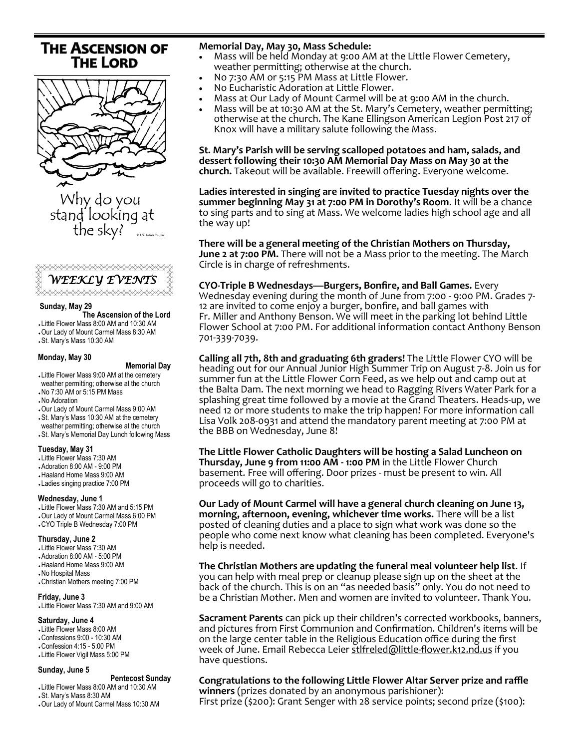# The Ascension of The Lord

Why do you stand looking at the sky?

©J.S. Paluch Co., Inc.

## WEEKLY EVENTS

**Sunday, May 29**
**The Ascension of the Lord**
- Little Flower Mass 8:00 AM and 10:30 AM
- Our Lady of Mount Carmel Mass 8:30 AM
- St. Mary's Mass 10:30 AM

**Monday, May 30**
**Memorial Day**
- Little Flower Mass 9:00 AM at the cemetery weather permitting; otherwise at the church
- No 7:30 AM or 5:15 PM Mass
- No Adoration
- Our Lady of Mount Carmel Mass 9:00 AM
- St. Mary's Mass 10:30 AM at the cemetery weather permitting; otherwise at the church
- St. Mary's Memorial Day Lunch following Mass

**Tuesday, May 31**
- Little Flower Mass 7:30 AM
- Adoration 8:00 AM - 9:00 PM
- Haaland Home Mass 9:00 AM
- Ladies singing practice 7:00 PM

**Wednesday, June 1**
- Little Flower Mass 7:30 AM and 5:15 PM
- Our Lady of Mount Carmel Mass 6:00 PM
- CYO Triple B Wednesday 7:00 PM

**Thursday, June 2**
- Little Flower Mass 7:30 AM
- Adoration 8:00 AM - 5:00 PM
- Haaland Home Mass 9:00 AM
- No Hospital Mass
- Christian Mothers meeting 7:00 PM

**Friday, June 3**
- Little Flower Mass 7:30 AM and 9:00 AM

**Saturday, June 4**
- Little Flower Mass 8:00 AM
- Confessions 9:00 - 10:30 AM
- Confession 4:15 - 5:00 PM
- Little Flower Vigil Mass 5:00 PM

**Sunday, June 5**
**Pentecost Sunday**
- Little Flower Mass 8:00 AM and 10:30 AM
- St. Mary's Mass 8:30 AM
- Our Lady of Mount Carmel Mass 10:30 AM

**Memorial Day, May 30, Mass Schedule:**
- Mass will be held Monday at 9:00 AM at the Little Flower Cemetery, weather permitting; otherwise at the church.
- No 7:30 AM or 5:15 PM Mass at Little Flower.
- No Eucharistic Adoration at Little Flower.
- Mass at Our Lady of Mount Carmel will be at 9:00 AM in the church.
- Mass will be at 10:30 AM at the St. Mary's Cemetery, weather permitting; otherwise at the church. The Kane Ellingson American Legion Post 217 of Knox will have a military salute following the Mass.

**St. Mary's Parish will be serving scalloped potatoes and ham, salads, and dessert following their 10:30 AM Memorial Day Mass on May 30 at the church.** Takeout will be available. Freewill offering. Everyone welcome.

**Ladies interested in singing are invited to practice Tuesday nights over the summer beginning May 31 at 7:00 PM in Dorothy's Room**. It will be a chance to sing parts and to sing at Mass. We welcome ladies high school age and all the way up!

**There will be a general meeting of the Christian Mothers on Thursday, June 2 at 7:00 PM.** There will not be a Mass prior to the meeting. The March Circle is in charge of refreshments.

**CYO-Triple B Wednesdays—Burgers, Bonfire, and Ball Games.** Every Wednesday evening during the month of June from 7:00 - 9:00 PM. Grades 7-12 are invited to come enjoy a burger, bonfire, and ball games with Fr. Miller and Anthony Benson. We will meet in the parking lot behind Little Flower School at 7:00 PM. For additional information contact Anthony Benson 701-339-7039.

**Calling all 7th, 8th and graduating 6th graders!** The Little Flower CYO will be heading out for our Annual Junior High Summer Trip on August 7-8. Join us for summer fun at the Little Flower Corn Feed, as we help out and camp out at the Balta Dam. The next morning we head to Ragging Rivers Water Park for a splashing great time followed by a movie at the Grand Theaters. Heads-up, we need 12 or more students to make the trip happen! For more information call Lisa Volk 208-0931 and attend the mandatory parent meeting at 7:00 PM at the BBB on Wednesday, June 8!

**The Little Flower Catholic Daughters will be hosting a Salad Luncheon on Thursday, June 9 from 11:00 AM - 1:00 PM** in the Little Flower Church basement. Free will offering. Door prizes - must be present to win. All proceeds will go to charities.

**Our Lady of Mount Carmel will have a general church cleaning on June 13, morning, afternoon, evening, whichever time works.** There will be a list posted of cleaning duties and a place to sign what work was done so the people who come next know what cleaning has been completed. Everyone's help is needed.

**The Christian Mothers are updating the funeral meal volunteer help list**. If you can help with meal prep or cleanup please sign up on the sheet at the back of the church. This is on an "as needed basis" only. You do not need to be a Christian Mother. Men and women are invited to volunteer. Thank You.

**Sacrament Parents** can pick up their children's corrected workbooks, banners, and pictures from First Communion and Confirmation. Children's items will be on the large center table in the Religious Education office during the first week of June. Email Rebecca Leier stlfreled@little-flower.k12.nd.us if you have questions.

**Congratulations to the following Little Flower Altar Server prize and raffle winners** (prizes donated by an anonymous parishioner):
First prize ($200): Grant Senger with 28 service points; second prize ($100):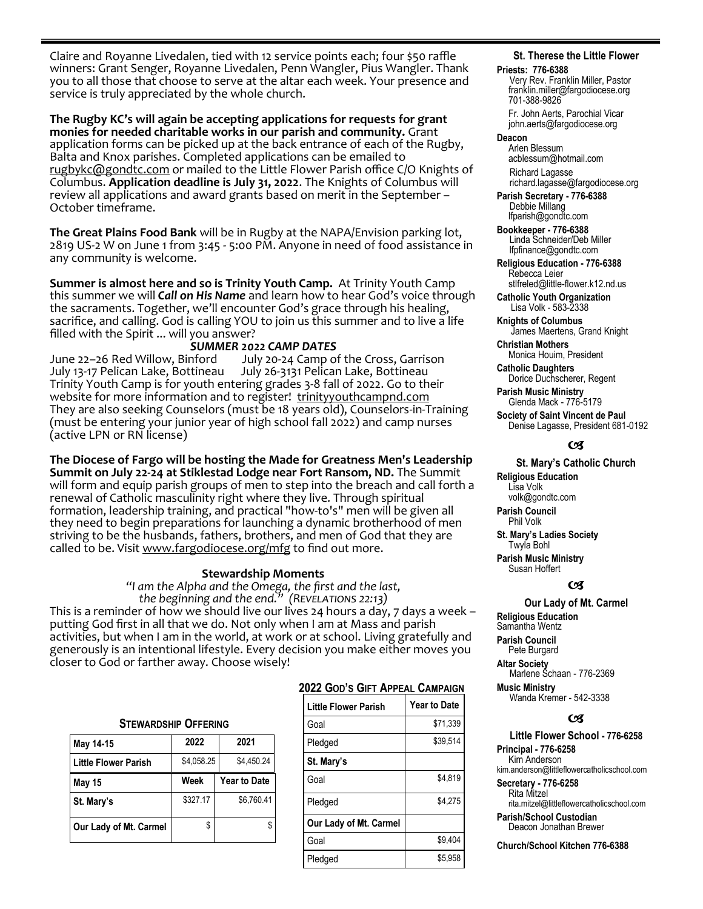Claire and Royanne Livedalen, tied with 12 service points each; four $50 raffle winners: Grant Senger, Royanne Livedalen, Penn Wangler, Pius Wangler. Thank you to all those that choose to serve at the altar each week. Your presence and service is truly appreciated by the whole church.

**The Rugby KC's will again be accepting applications for requests for grant monies for needed charitable works in our parish and community.** Grant application forms can be picked up at the back entrance of each of the Rugby, Balta and Knox parishes. Completed applications can be emailed to rugbykc@gondtc.com or mailed to the Little Flower Parish office C/O Knights of Columbus. **Application deadline is July 31, 2022**. The Knights of Columbus will review all applications and award grants based on merit in the September – October timeframe.

**The Great Plains Food Bank** will be in Rugby at the NAPA/Envision parking lot, 2819 US-2 W on June 1 from 3:45 - 5:00 PM. Anyone in need of food assistance in any community is welcome.

**Summer is almost here and so is Trinity Youth Camp.** At Trinity Youth Camp this summer we will ***Call on His Name*** and learn how to hear God's voice through the sacraments. Together, we'll encounter God's grace through his healing, sacrifice, and calling. God is calling YOU to join us this summer and to live a life filled with the Spirit ... will you answer?

***SUMMER 2022 CAMP DATES***

June 22–26 Red Willow, Binford July 20-24 Camp of the Cross, Garrison
July 13-17 Pelican Lake, Bottineau July 26-3131 Pelican Lake, Bottineau
Trinity Youth Camp is for youth entering grades 3-8 fall of 2022. Go to their website for more information and to register! trinityyouthcampnd.com
They are also seeking Counselors (must be 18 years old), Counselors-in-Training (must be entering your junior year of high school fall 2022) and camp nurses (active LPN or RN license)

**The Diocese of Fargo will be hosting the Made for Greatness Men's Leadership Summit on July 22-24 at Stiklestad Lodge near Fort Ransom, ND.** The Summit will form and equip parish groups of men to step into the breach and call forth a renewal of Catholic masculinity right where they live. Through spiritual formation, leadership training, and practical "how-to's" men will be given all they need to begin preparations for launching a dynamic brotherhood of men striving to be the husbands, fathers, brothers, and men of God that they are called to be. Visit www.fargodiocese.org/mfg to find out more.

## Stewardship Moments

*"I am the Alpha and the Omega, the first and the last, the beginning and the end." (Revelations 22:13)*

This is a reminder of how we should live our lives 24 hours a day, 7 days a week – putting God first in all that we do. Not only when I am at Mass and parish activities, but when I am in the world, at work or at school. Living gratefully and generously is an intentional lifestyle. Every decision you make either moves you closer to God or farther away. Choose wisely!

**Stewardship Offering**

| May 14-15 | 2022 | 2021 |
|---|---|---|
| Little Flower Parish | $4,058.25 | $4,450.24 |
| **May 15** | **Week** | **Year to Date** |
| St. Mary's | $327.17 | $6,760.41 |
| Our Lady of Mt. Carmel | $ | $ |

**2022 God's Gift Appeal Campaign**

| Little Flower Parish | Year to Date |
|---|---|
| Goal | $71,339 |
| Pledged | $39,514 |
| **St. Mary's** | |
| Goal | $4,819 |
| Pledged | $4,275 |
| **Our Lady of Mt. Carmel** | |
| Goal | $9,404 |
| Pledged | $5,958 |

### St. Therese the Little Flower

**Priests: 776-6388**
Very Rev. Franklin Miller, Pastor
franklin.miller@fargodiocese.org
701-388-9826
Fr. John Aerts, Parochial Vicar
john.aerts@fargodiocese.org

**Deacon**
Arlen Blessum
acblessum@hotmail.com
Richard Lagasse
richard.lagasse@fargodiocese.org

**Parish Secretary - 776-6388**
Debbie Millang
lfparish@gondtc.com

**Bookkeeper - 776-6388**
Linda Schneider/Deb Miller
lfpfinance@gondtc.com

**Religious Education - 776-6388**
Rebecca Leier
stlfreled@little-flower.k12.nd.us

**Catholic Youth Organization**
Lisa Volk - 583-2338

**Knights of Columbus**
James Maertens, Grand Knight

**Christian Mothers**
Monica Houim, President

**Catholic Daughters**
Dorice Duchscherer, Regent

**Parish Music Ministry**
Glenda Mack - 776-5179

**Society of Saint Vincent de Paul**
Denise Lagasse, President 681-0192

### St. Mary's Catholic Church

**Religious Education**
Lisa Volk
volk@gondtc.com

**Parish Council**
Phil Volk

**St. Mary's Ladies Society**
Twyla Bohl

**Parish Music Ministry**
Susan Hoffert

### Our Lady of Mt. Carmel

**Religious Education**
Samantha Wentz

**Parish Council**
Pete Burgard

**Altar Society**
Marlene Schaan - 776-2369

**Music Ministry**
Wanda Kremer - 542-3338

### Little Flower School - 776-6258

**Principal - 776-6258**
Kim Anderson
kim.anderson@littleflowercatholicschool.com

**Secretary - 776-6258**
Rita Mitzel
rita.mitzel@littleflowercatholicschool.com

**Parish/School Custodian**
Deacon Jonathan Brewer

**Church/School Kitchen 776-6388**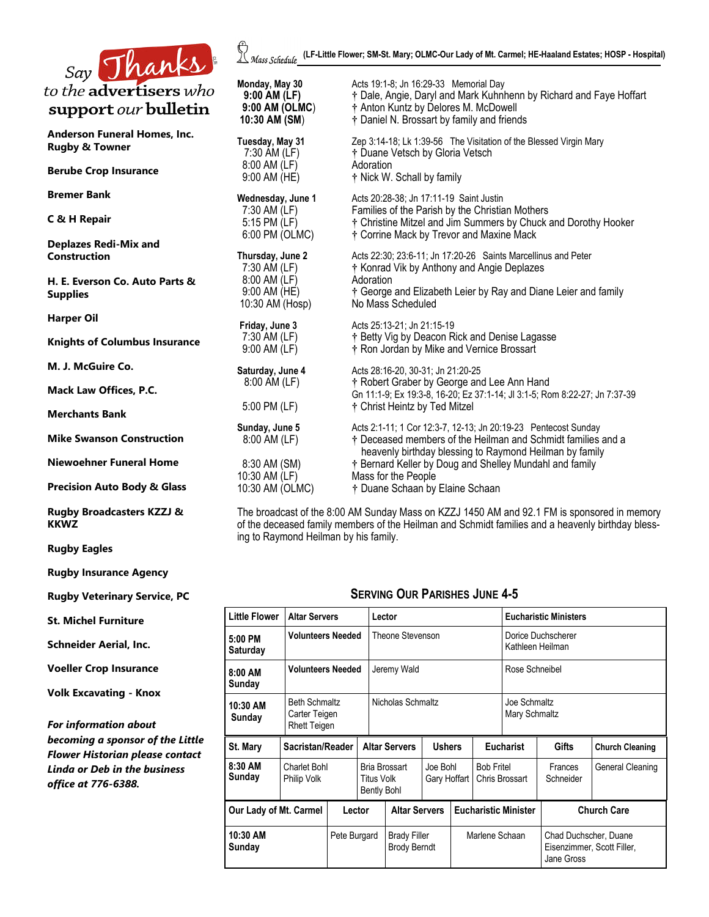Say **Thanks** to the **advertisers** who support *our* **bulletin**

**Anderson Funeral Homes, Inc. Rugby & Towner**

**Berube Crop Insurance**

**Bremer Bank**

**C & H Repair**

**Deplazes Redi-Mix and Construction**

**H. E. Everson Co. Auto Parts & Supplies**

**Harper Oil**

**Knights of Columbus Insurance**

**M. J. McGuire Co.**

**Mack Law Offices, P.C.**

**Merchants Bank**

**Mike Swanson Construction**

**Niewoehner Funeral Home**

**Precision Auto Body & Glass**

**Rugby Broadcasters KZZJ & KKWZ**

**Rugby Eagles**

**Rugby Insurance Agency**

**Rugby Veterinary Service, PC**

**St. Michel Furniture**

**Schneider Aerial, Inc.**

**Voeller Crop Insurance**

**Volk Excavating - Knox**

***For information about becoming a sponsor of the Little Flower Historian please contact Linda or Deb in the business office at 776-6388.***

*Mass Schedule* **(LF-Little Flower; SM-St. Mary; OLMC-Our Lady of Mt. Carmel; HE-Haaland Estates; HOSP - Hospital)**

**Monday, May 30** — Acts 19:1-8; Jn 16:29-33 Memorial Day
- **9:00 AM (LF)** † Dale, Angie, Daryl and Mark Kuhnhenn by Richard and Faye Hoffart
- **9:00 AM (OLMC)** † Anton Kuntz by Delores M. McDowell
- **10:30 AM (SM)** † Daniel N. Brossart by family and friends

**Tuesday, May 31** — Zep 3:14-18; Lk 1:39-56 The Visitation of the Blessed Virgin Mary
- 7:30 AM (LF) † Duane Vetsch by Gloria Vetsch
- 8:00 AM (LF) Adoration
- 9:00 AM (HE) † Nick W. Schall by family

**Wednesday, June 1** — Acts 20:28-38; Jn 17:11-19 Saint Justin
- 7:30 AM (LF) Families of the Parish by the Christian Mothers
- 5:15 PM (LF) † Christine Mitzel and Jim Summers by Chuck and Dorothy Hooker
- 6:00 PM (OLMC) † Corrine Mack by Trevor and Maxine Mack

**Thursday, June 2** — Acts 22:30; 23:6-11; Jn 17:20-26 Saints Marcellinus and Peter
- 7:30 AM (LF) † Konrad Vik by Anthony and Angie Deplazes
- 8:00 AM (LF) Adoration
- 9:00 AM (HE) † George and Elizabeth Leier by Ray and Diane Leier and family
- 10:30 AM (Hosp) No Mass Scheduled

**Friday, June 3** — Acts 25:13-21; Jn 21:15-19
- 7:30 AM (LF) † Betty Vig by Deacon Rick and Denise Lagasse
- 9:00 AM (LF) † Ron Jordan by Mike and Vernice Brossart

**Saturday, June 4** — Acts 28:16-20, 30-31; Jn 21:20-25
- 8:00 AM (LF) † Robert Graber by George and Lee Ann Hand
- Gn 11:1-9; Ex 19:3-8, 16-20; Ez 37:1-14; Jl 3:1-5; Rom 8:22-27; Jn 7:37-39
- 5:00 PM (LF) † Christ Heintz by Ted Mitzel

**Sunday, June 5** — Acts 2:1-11; 1 Cor 12:3-7, 12-13; Jn 20:19-23 Pentecost Sunday
- 8:00 AM (LF) † Deceased members of the Heilman and Schmidt families and a heavenly birthday blessing to Raymond Heilman by family
- 8:30 AM (SM) † Bernard Keller by Doug and Shelley Mundahl and family
- 10:30 AM (LF) Mass for the People
- 10:30 AM (OLMC) † Duane Schaan by Elaine Schaan

The broadcast of the 8:00 AM Sunday Mass on KZZJ 1450 AM and 92.1 FM is sponsored in memory of the deceased family members of the Heilman and Schmidt families and a heavenly birthday blessing to Raymond Heilman by his family.

## Serving Our Parishes June 4-5

| Little Flower | Altar Servers | Lector | Eucharistic Ministers |
|---|---|---|---|
| **5:00 PM Saturday** | **Volunteers Needed** | Theone Stevenson | Dorice Duchscherer<br>Kathleen Heilman |
| **8:00 AM Sunday** | **Volunteers Needed** | Jeremy Wald | Rose Schneibel |
| **10:30 AM Sunday** | Beth Schmaltz<br>Carter Teigen<br>Rhett Teigen | Nicholas Schmaltz | Joe Schmaltz<br>Mary Schmaltz |

| St. Mary | Sacristan/Reader | Altar Servers | Ushers | Eucharist | Gifts | Church Cleaning |
|---|---|---|---|---|---|---|
| **8:30 AM Sunday** | Charlet Bohl<br>Philip Volk | Bria Brossart<br>Titus Volk<br>Bently Bohl | Joe Bohl<br>Gary Hoffart | Bob Fritel<br>Chris Brossart | Frances Schneider | General Cleaning |

| Our Lady of Mt. Carmel | Lector | Altar Servers | Eucharistic Minister | Church Care |
|---|---|---|---|---|
| **10:30 AM Sunday** | Pete Burgard | Brady Filler<br>Brody Berndt | Marlene Schaan | Chad Duchscher, Duane Eisenzimmer, Scott Filler, Jane Gross |